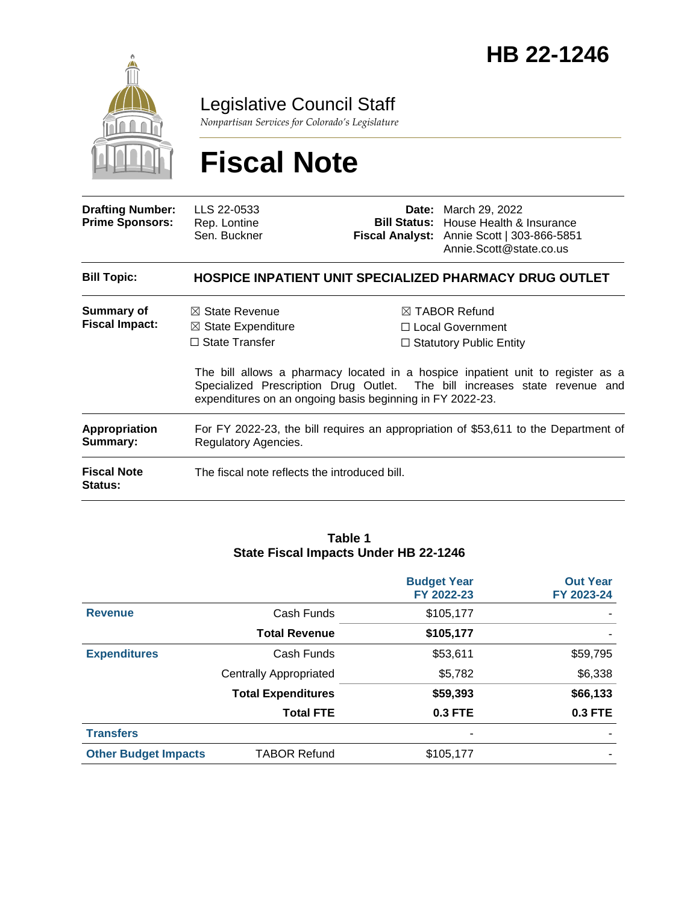# HB 22-1246

Legislative Council Staff

*Nonpartisan Services for Colorado's Legislature*

# Fiscal Note

| | | | |
|---|---|---|---|
| **Drafting Number:** | LLS 22-0533 | **Date:** | March 29, 2022 |
| **Prime Sponsors:** | Rep. Lontine<br>Sen. Buckner | **Bill Status:** | House Health & Insurance |
| | | **Fiscal Analyst:** | Annie Scott \| 303-866-5851<br>Annie.Scott@state.co.us |

**Bill Topic:** **HOSPICE INPATIENT UNIT SPECIALIZED PHARMACY DRUG OUTLET**

**Summary of Fiscal Impact:**

☒ State Revenue
☒ State Expenditure
☐ State Transfer
☒ TABOR Refund
☐ Local Government
☐ Statutory Public Entity

The bill allows a pharmacy located in a hospice inpatient unit to register as a Specialized Prescription Drug Outlet. The bill increases state revenue and expenditures on an ongoing basis beginning in FY 2022-23.

**Appropriation Summary:** For FY 2022-23, the bill requires an appropriation of $53,611 to the Department of Regulatory Agencies.

**Fiscal Note Status:** The fiscal note reflects the introduced bill.

**Table 1**
**State Fiscal Impacts Under HB 22-1246**

| | | Budget Year FY 2022-23 | Out Year FY 2023-24 |
|---|---|---|---|
| **Revenue** | Cash Funds | $105,177 | - |
| | **Total Revenue** | **$105,177** | - |
| **Expenditures** | Cash Funds | $53,611 | $59,795 |
| | Centrally Appropriated | $5,782 | $6,338 |
| | **Total Expenditures** | **$59,393** | **$66,133** |
| | **Total FTE** | **0.3 FTE** | **0.3 FTE** |
| **Transfers** | | - | - |
| **Other Budget Impacts** | TABOR Refund | $105,177 | - |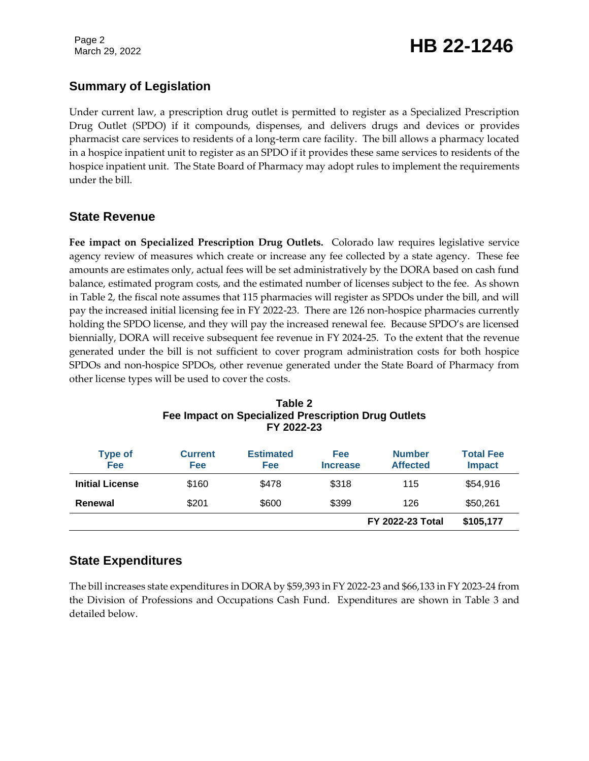## Summary of Legislation

Under current law, a prescription drug outlet is permitted to register as a Specialized Prescription Drug Outlet (SPDO) if it compounds, dispenses, and delivers drugs and devices or provides pharmacist care services to residents of a long-term care facility. The bill allows a pharmacy located in a hospice inpatient unit to register as an SPDO if it provides these same services to residents of the hospice inpatient unit. The State Board of Pharmacy may adopt rules to implement the requirements under the bill.

## State Revenue

**Fee impact on Specialized Prescription Drug Outlets.** Colorado law requires legislative service agency review of measures which create or increase any fee collected by a state agency. These fee amounts are estimates only, actual fees will be set administratively by the DORA based on cash fund balance, estimated program costs, and the estimated number of licenses subject to the fee. As shown in Table 2, the fiscal note assumes that 115 pharmacies will register as SPDOs under the bill, and will pay the increased initial licensing fee in FY 2022-23. There are 126 non-hospice pharmacies currently holding the SPDO license, and they will pay the increased renewal fee. Because SPDO's are licensed biennially, DORA will receive subsequent fee revenue in FY 2024-25. To the extent that the revenue generated under the bill is not sufficient to cover program administration costs for both hospice SPDOs and non-hospice SPDOs, other revenue generated under the State Board of Pharmacy from other license types will be used to cover the costs.

**Table 2**
**Fee Impact on Specialized Prescription Drug Outlets**
**FY 2022-23**

| Type of Fee | Current Fee | Estimated Fee | Fee Increase | Number Affected | Total Fee Impact |
|---|---|---|---|---|---|
| **Initial License** | $160 | $478 | $318 | 115 | $54,916 |
| **Renewal** | $201 | $600 | $399 | 126 | $50,261 |
| | | | | **FY 2022-23 Total** | **$105,177** |

## State Expenditures

The bill increases state expenditures in DORA by $59,393 in FY 2022-23 and $66,133 in FY 2023-24 from the Division of Professions and Occupations Cash Fund. Expenditures are shown in Table 3 and detailed below.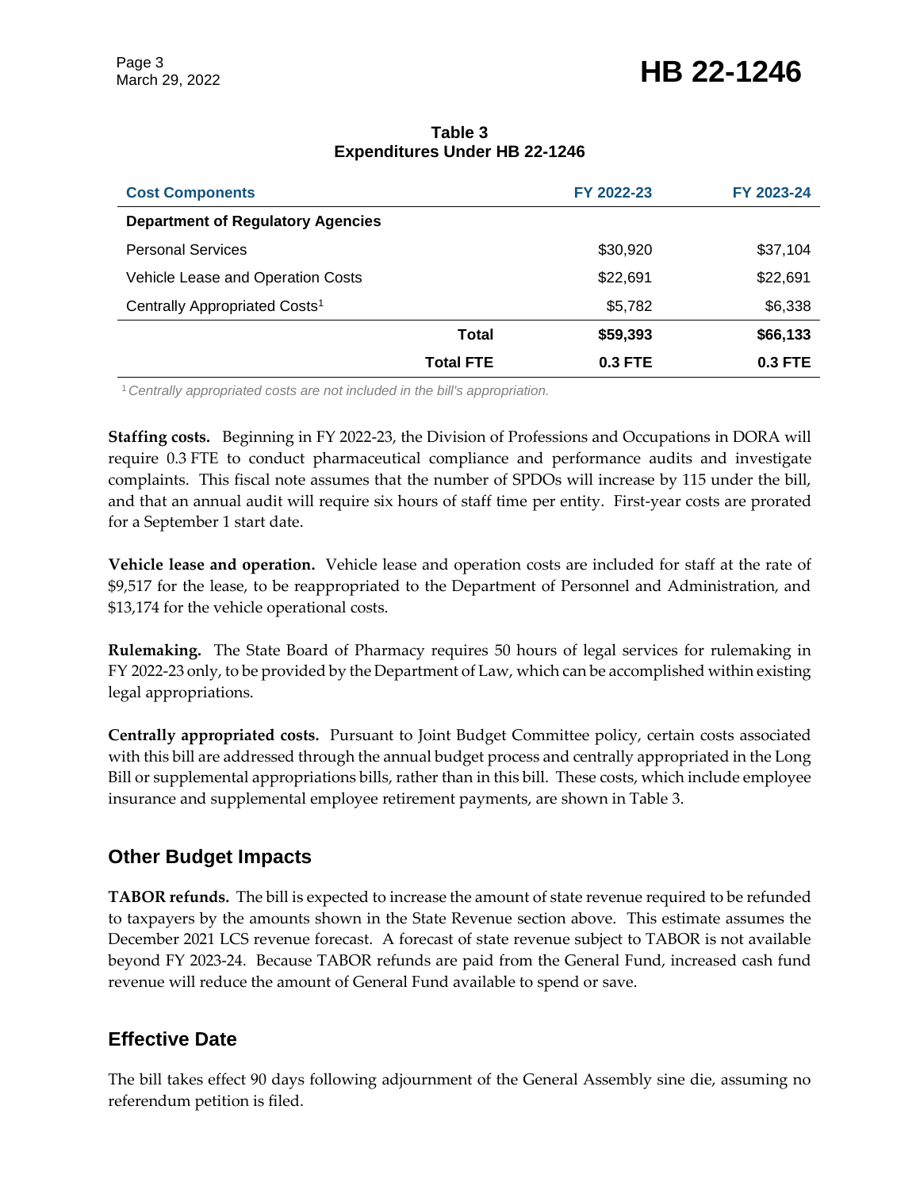**Table 3**
**Expenditures Under HB 22-1246**

| Cost Components | | FY 2022-23 | FY 2023-24 |
|---|---|---|---|
| **Department of Regulatory Agencies** | | | |
| Personal Services | | $30,920 | $37,104 |
| Vehicle Lease and Operation Costs | | $22,691 | $22,691 |
| Centrally Appropriated Costs[1] | | $5,782 | $6,338 |
| | **Total** | **$59,393** | **$66,133** |
| | **Total FTE** | **0.3 FTE** | **0.3 FTE** |

[1] *Centrally appropriated costs are not included in the bill's appropriation.*

**Staffing costs.** Beginning in FY 2022-23, the Division of Professions and Occupations in DORA will require 0.3 FTE to conduct pharmaceutical compliance and performance audits and investigate complaints. This fiscal note assumes that the number of SPDOs will increase by 115 under the bill, and that an annual audit will require six hours of staff time per entity. First-year costs are prorated for a September 1 start date.

**Vehicle lease and operation.** Vehicle lease and operation costs are included for staff at the rate of $9,517 for the lease, to be reappropriated to the Department of Personnel and Administration, and $13,174 for the vehicle operational costs.

**Rulemaking.** The State Board of Pharmacy requires 50 hours of legal services for rulemaking in FY 2022-23 only, to be provided by the Department of Law, which can be accomplished within existing legal appropriations.

**Centrally appropriated costs.** Pursuant to Joint Budget Committee policy, certain costs associated with this bill are addressed through the annual budget process and centrally appropriated in the Long Bill or supplemental appropriations bills, rather than in this bill. These costs, which include employee insurance and supplemental employee retirement payments, are shown in Table 3.

## Other Budget Impacts

**TABOR refunds.** The bill is expected to increase the amount of state revenue required to be refunded to taxpayers by the amounts shown in the State Revenue section above. This estimate assumes the December 2021 LCS revenue forecast. A forecast of state revenue subject to TABOR is not available beyond FY 2023-24. Because TABOR refunds are paid from the General Fund, increased cash fund revenue will reduce the amount of General Fund available to spend or save.

## Effective Date

The bill takes effect 90 days following adjournment of the General Assembly sine die, assuming no referendum petition is filed.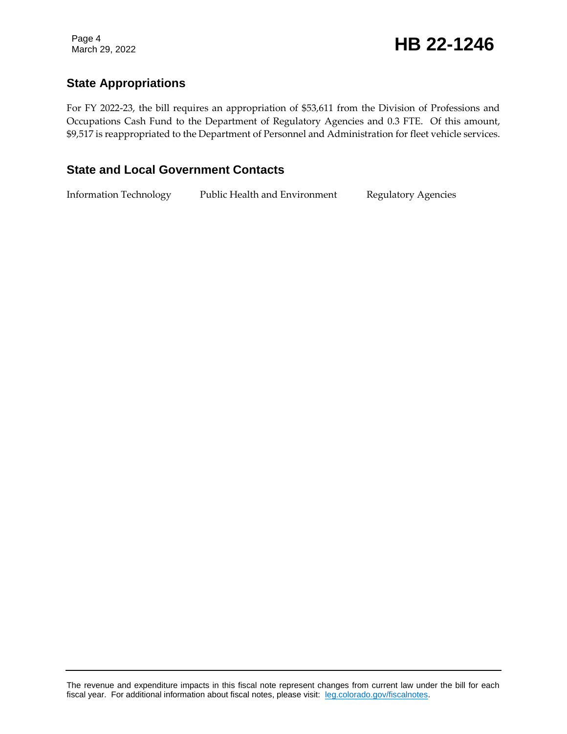## State Appropriations

For FY 2022-23, the bill requires an appropriation of $53,611 from the Division of Professions and Occupations Cash Fund to the Department of Regulatory Agencies and 0.3 FTE. Of this amount, $9,517 is reappropriated to the Department of Personnel and Administration for fleet vehicle services.

## State and Local Government Contacts

Information Technology     Public Health and Environment     Regulatory Agencies

The revenue and expenditure impacts in this fiscal note represent changes from current law under the bill for each fiscal year. For additional information about fiscal notes, please visit: leg.colorado.gov/fiscalnotes.